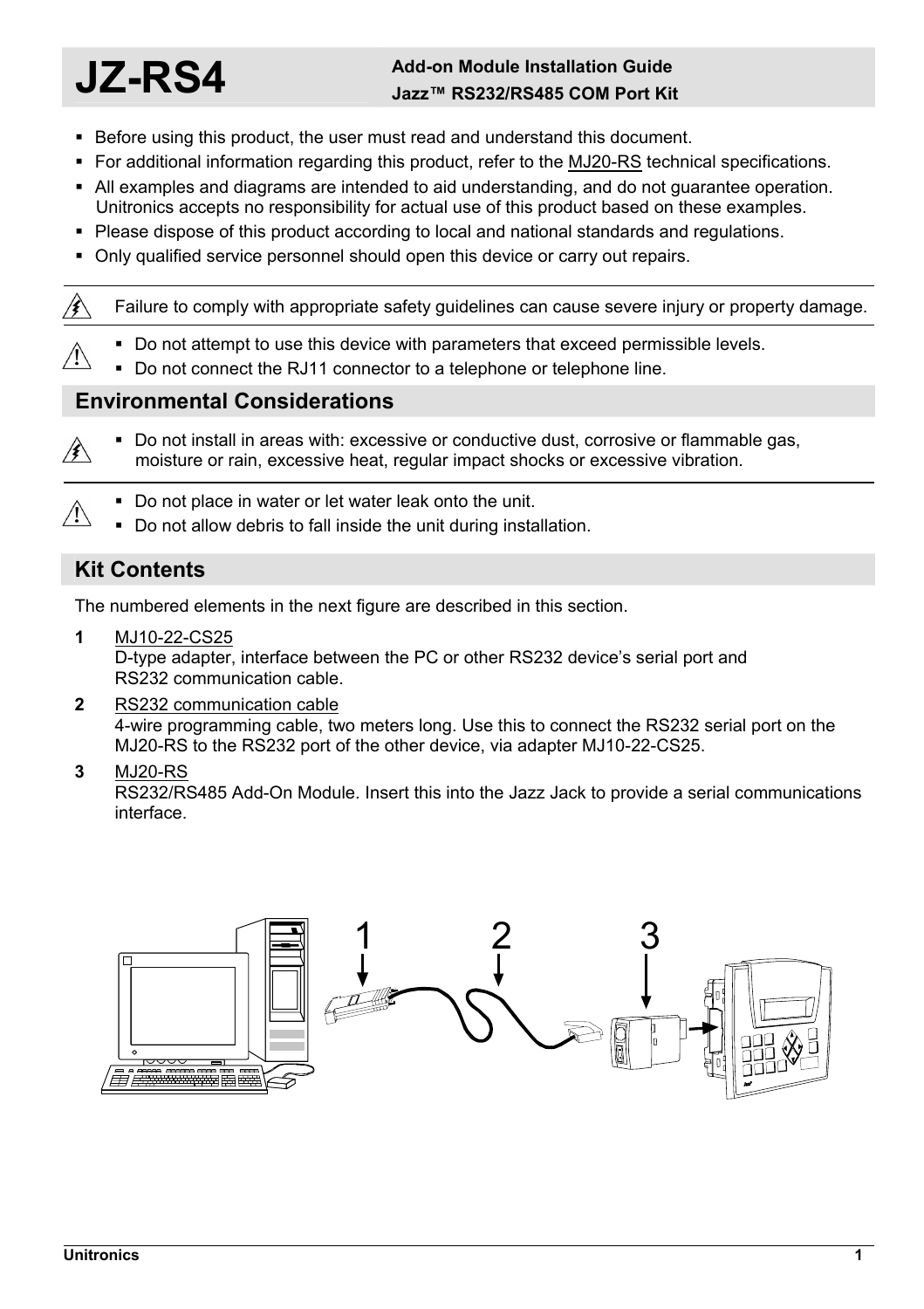# JZ-RS4

**Add-on Module Installation Guide**
**Jazz™ RS232/RS485 COM Port Kit**

- Before using this product, the user must read and understand this document.
- For additional information regarding this product, refer to the MJ20-RS technical specifications.
- All examples and diagrams are intended to aid understanding, and do not guarantee operation. Unitronics accepts no responsibility for actual use of this product based on these examples.
- Please dispose of this product according to local and national standards and regulations.
- Only qualified service personnel should open this device or carry out repairs.

Failure to comply with appropriate safety guidelines can cause severe injury or property damage.

- Do not attempt to use this device with parameters that exceed permissible levels.
- Do not connect the RJ11 connector to a telephone or telephone line.

## Environmental Considerations

- Do not install in areas with: excessive or conductive dust, corrosive or flammable gas, moisture or rain, excessive heat, regular impact shocks or excessive vibration.

- Do not place in water or let water leak onto the unit.
- Do not allow debris to fall inside the unit during installation.

## Kit Contents

The numbered elements in the next figure are described in this section.

**1** MJ10-22-CS25
D-type adapter, interface between the PC or other RS232 device's serial port and RS232 communication cable.

**2** RS232 communication cable
4-wire programming cable, two meters long. Use this to connect the RS232 serial port on the MJ20-RS to the RS232 port of the other device, via adapter MJ10-22-CS25.

**3** MJ20-RS
RS232/RS485 Add-On Module. Insert this into the Jazz Jack to provide a serial communications interface.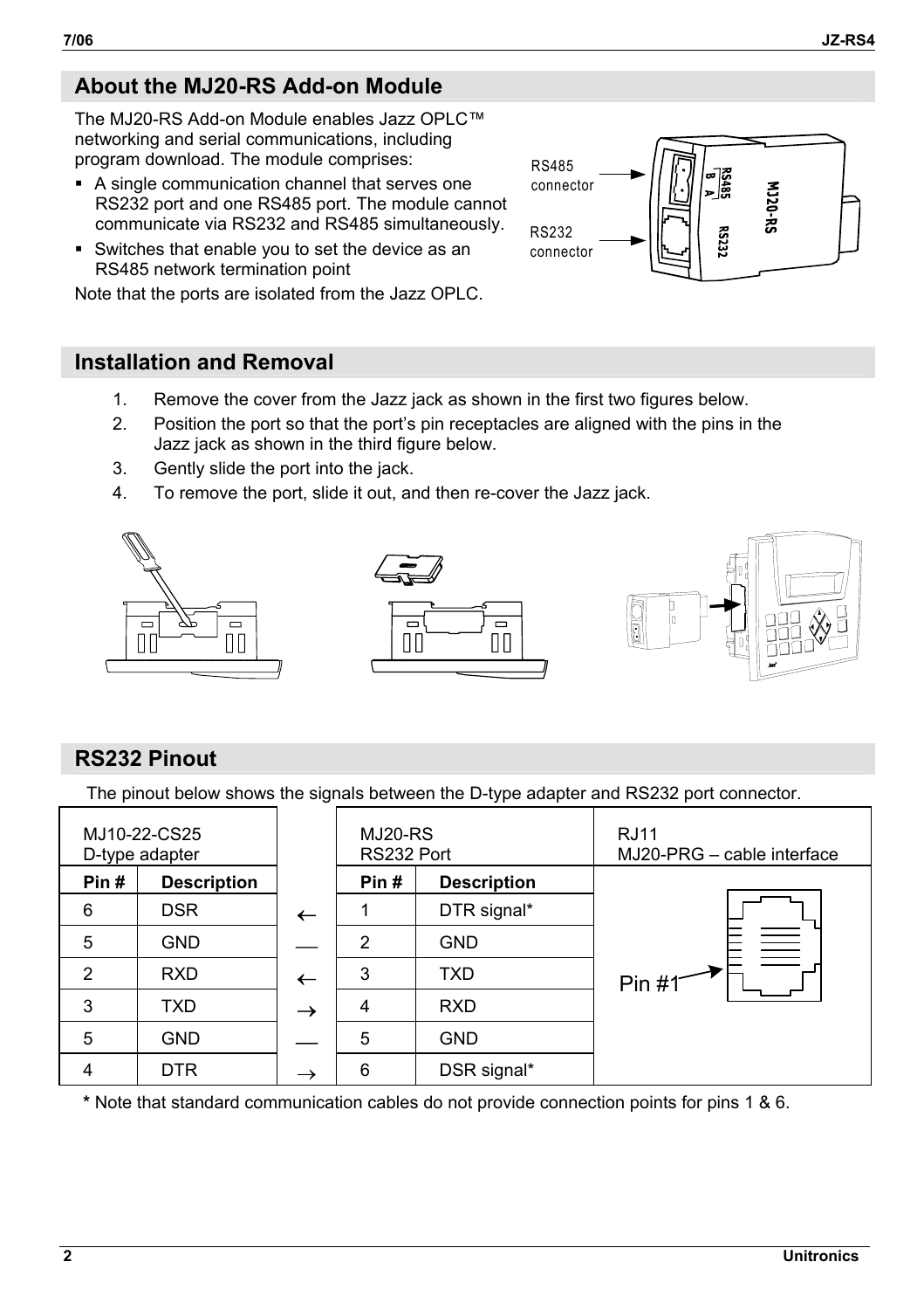## About the MJ20-RS Add-on Module

The MJ20-RS Add-on Module enables Jazz OPLC™ networking and serial communications, including program download. The module comprises:

- A single communication channel that serves one RS232 port and one RS485 port. The module cannot communicate via RS232 and RS485 simultaneously.
- Switches that enable you to set the device as an RS485 network termination point

Note that the ports are isolated from the Jazz OPLC.

## Installation and Removal

1. Remove the cover from the Jazz jack as shown in the first two figures below.
2. Position the port so that the port's pin receptacles are aligned with the pins in the Jazz jack as shown in the third figure below.
3. Gently slide the port into the jack.
4. To remove the port, slide it out, and then re-cover the Jazz jack.

## RS232 Pinout

The pinout below shows the signals between the D-type adapter and RS232 port connector.

| MJ10-22-CS25 D-type adapter | | | MJ20-RS RS232 Port | | RJ11 MJ20-PRG – cable interface |
|---|---|---|---|---|---|
| Pin # | Description | | Pin # | Description | |
| 6 | DSR | ← | 1 | DTR signal* | Pin #1 |
| 5 | GND | — | 2 | GND | |
| 2 | RXD | ← | 3 | TXD | |
| 3 | TXD | → | 4 | RXD | |
| 5 | GND | — | 5 | GND | |
| 4 | DTR | → | 6 | DSR signal* | |

**\*** Note that standard communication cables do not provide connection points for pins 1 & 6.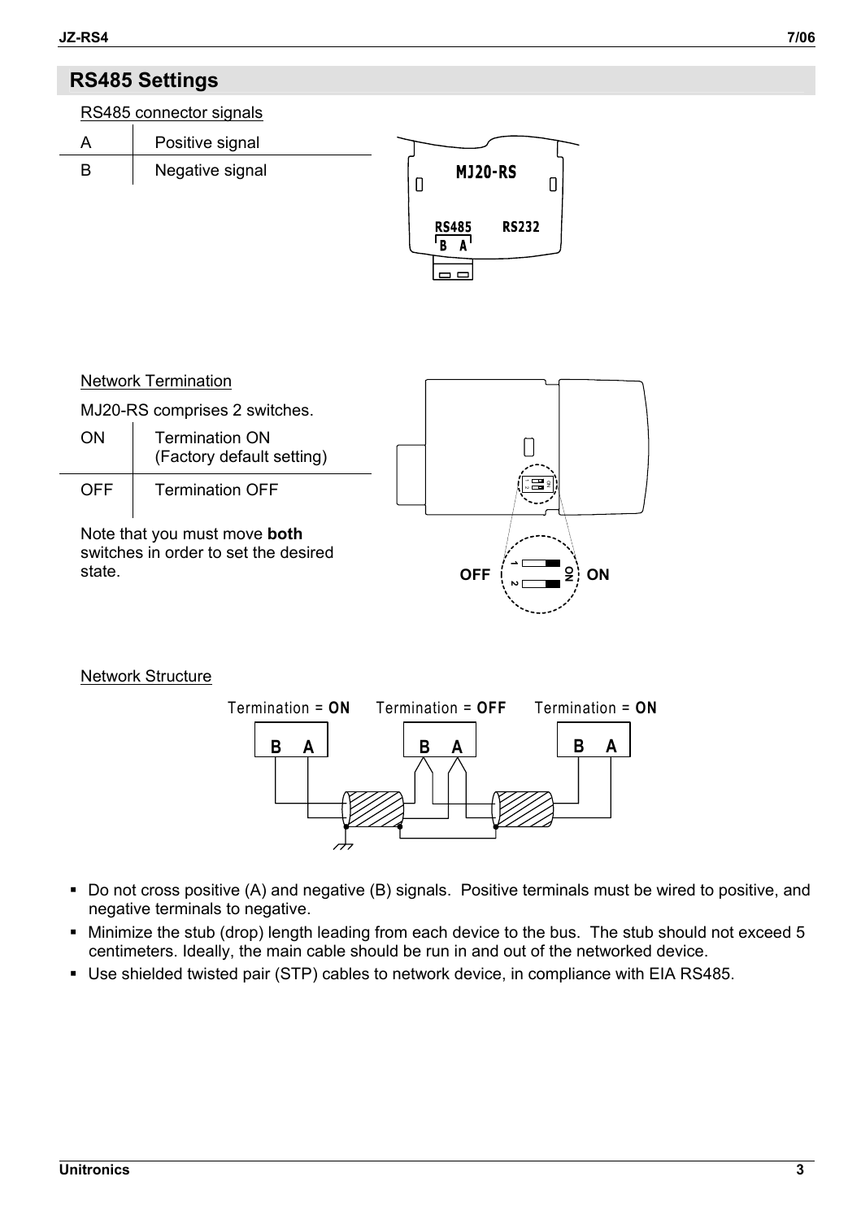## RS485 Settings

RS485 connector signals

| | |
|---|---|
| A | Positive signal |
| B | Negative signal |

Network Termination

MJ20-RS comprises 2 switches.

| | |
|---|---|
| ON | Termination ON (Factory default setting) |
| OFF | Termination OFF |

Note that you must move **both** switches in order to set the desired state.

Network Structure

- Do not cross positive (A) and negative (B) signals. Positive terminals must be wired to positive, and negative terminals to negative.
- Minimize the stub (drop) length leading from each device to the bus. The stub should not exceed 5 centimeters. Ideally, the main cable should be run in and out of the networked device.
- Use shielded twisted pair (STP) cables to network device, in compliance with EIA RS485.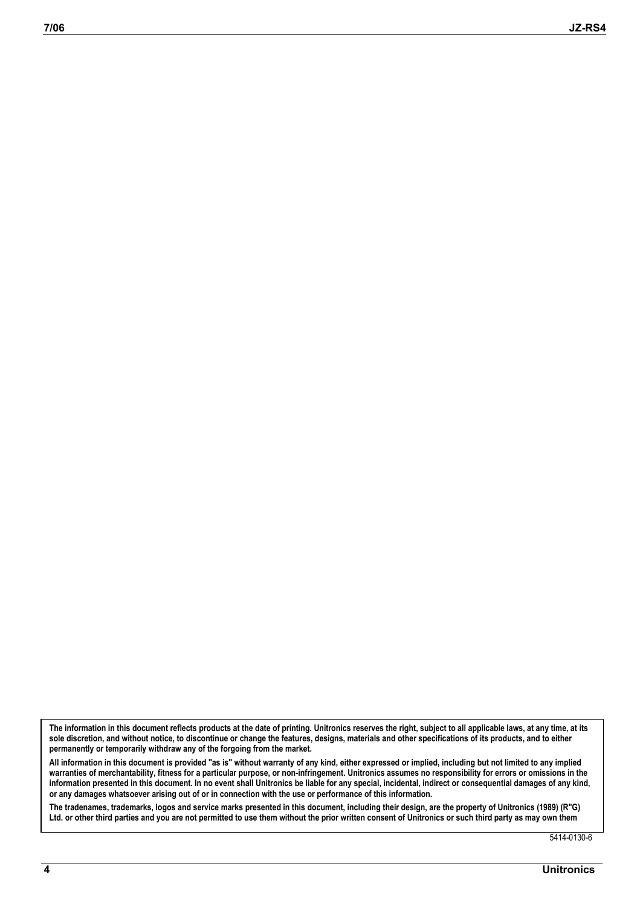**The information in this document reflects products at the date of printing. Unitronics reserves the right, subject to all applicable laws, at any time, at its sole discretion, and without notice, to discontinue or change the features, designs, materials and other specifications of its products, and to either permanently or temporarily withdraw any of the forgoing from the market.**

**All information in this document is provided "as is" without warranty of any kind, either expressed or implied, including but not limited to any implied warranties of merchantability, fitness for a particular purpose, or non-infringement. Unitronics assumes no responsibility for errors or omissions in the information presented in this document. In no event shall Unitronics be liable for any special, incidental, indirect or consequential damages of any kind, or any damages whatsoever arising out of or in connection with the use or performance of this information.**

**The tradenames, trademarks, logos and service marks presented in this document, including their design, are the property of Unitronics (1989) (R"G) Ltd. or other third parties and you are not permitted to use them without the prior written consent of Unitronics or such third party as may own them**

5414-0130-6